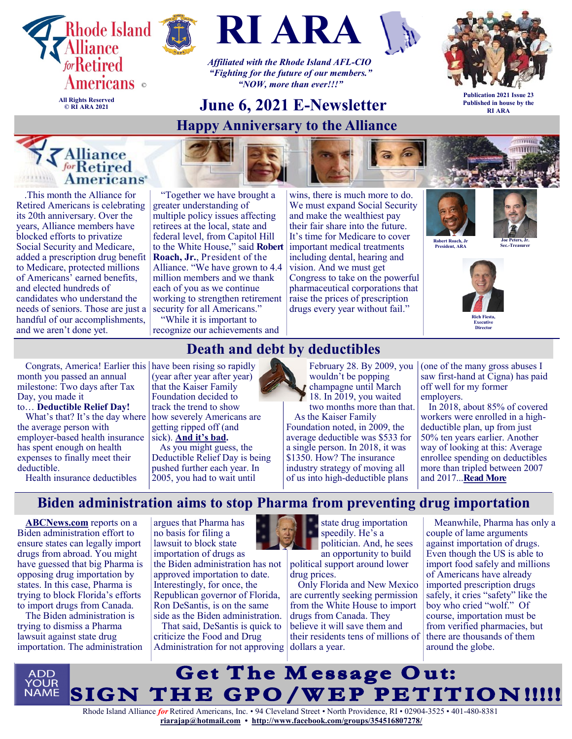# RI ARA

Rhode Island Alliance *for* Retired Americans ©

All Rights Reserved
© RI ARA 2021

*Affiliated with the Rhode Island AFL-CIO*
*"Fighting for the future of our members."*
*"NOW, more than ever!!!"*

## June 6, 2021 E-Newsletter

Publication 2021 Issue 23
Published in house by the RI ARA

## Happy Anniversary to the Alliance

.This month the Alliance for Retired Americans is celebrating its 20th anniversary. Over the years, Alliance members have blocked efforts to privatize Social Security and Medicare, added a prescription drug benefit to Medicare, protected millions of Americans' earned benefits, and elected hundreds of candidates who understand the needs of seniors. Those are just a handful of our accomplishments, and we aren't done yet.

"Together we have brought a greater understanding of multiple policy issues affecting retirees at the local, state and federal level, from Capitol Hill to the White House," said **Robert Roach, Jr.**, President of the Alliance. "We have grown to 4.4 million members and we thank each of you as we continue working to strengthen retirement security for all Americans."

"While it is important to recognize our achievements and wins, there is much more to do. We must expand Social Security and make the wealthiest pay their fair share into the future. It's time for Medicare to cover important medical treatments including dental, hearing and vision. And we must get Congress to take on the powerful pharmaceutical corporations that raise the prices of prescription drugs every year without fail."

Robert Roach, Jr President, ARA

Joe Peters, Jr. Sec.-Treasurer

Rich Fiesta, Executive Director

## Death and debt by deductibles

Congrats, America! Earlier this month you passed an annual milestone: Two days after Tax Day, you made it to… **Deductible Relief Day!**

What's that? It's the day where the average person with employer-based health insurance has spent enough on health expenses to finally meet their deductible.

Health insurance deductibles have been rising so rapidly (year after year) that the Kaiser Family Foundation decided to track the trend to show how severely Americans are getting ripped off (and getting sick). **And it's bad.**

As you might guess, the Deductible Relief Day is being pushed further each year. In 2005, you had to wait until February 28. By 2009, you wouldn't be popping champagne until March 18. In 2019, you waited two months more than that.

As the Kaiser Family Foundation noted, in 2009, the average deductible was $533 for a single person. In 2018, it was $1350. How? The insurance industry strategy of moving all of us into high-deductible plans (one of the many gross abuses I saw first-hand at Cigna) has paid off well for my former employers.

In 2018, about 85% of covered workers were enrolled in a high-deductible plan, up from just 50% ten years earlier. Another way of looking at this: Average enrollee spending on deductibles more than tripled between 2007 and 2017...**Read More**

## Biden administration aims to stop Pharma from preventing drug importation

**ABCNews.com** reports on a Biden administration effort to ensure states can legally import drugs from abroad. You might have guessed that big Pharma is opposing drug importation by states. In this case, Pharma is trying to block Florida's efforts to import drugs from Canada.

The Biden administration is trying to dismiss a Pharma lawsuit against state drug importation. The administration argues that Pharma has no basis for filing a lawsuit to block state importation of drugs as the Biden administration has not approved importation to date. Interestingly, for once, the Republican governor of Florida, Ron DeSantis, is on the same side as the Biden administration.

That said, DeSantis is quick to criticize the Food and Drug Administration for not approving state drug importation speedily. He's a politician. And, he sees an opportunity to build political support around lower drug prices.

Only Florida and New Mexico are currently seeking permission from the White House to import drugs from Canada. They believe it will save them and their residents tens of millions of dollars a year.

Meanwhile, Pharma has only a couple of lame arguments against importation of drugs. Even though the US is able to import food safely and millions of Americans have already imported prescription drugs safely, it cries "safety" like the boy who cried "wolf." Of course, importation must be from verified pharmacies, but there are thousands of them around the globe.

ADD YOUR NAME

## Get The Message Out: SIGN THE GPO/WEP PETITION!!!!!

Rhode Island Alliance *for* Retired Americans, Inc. • 94 Cleveland Street • North Providence, RI • 02904-3525 • 401-480-8381
**riarajap@hotmail.com** • **http://www.facebook.com/groups/354516807278/**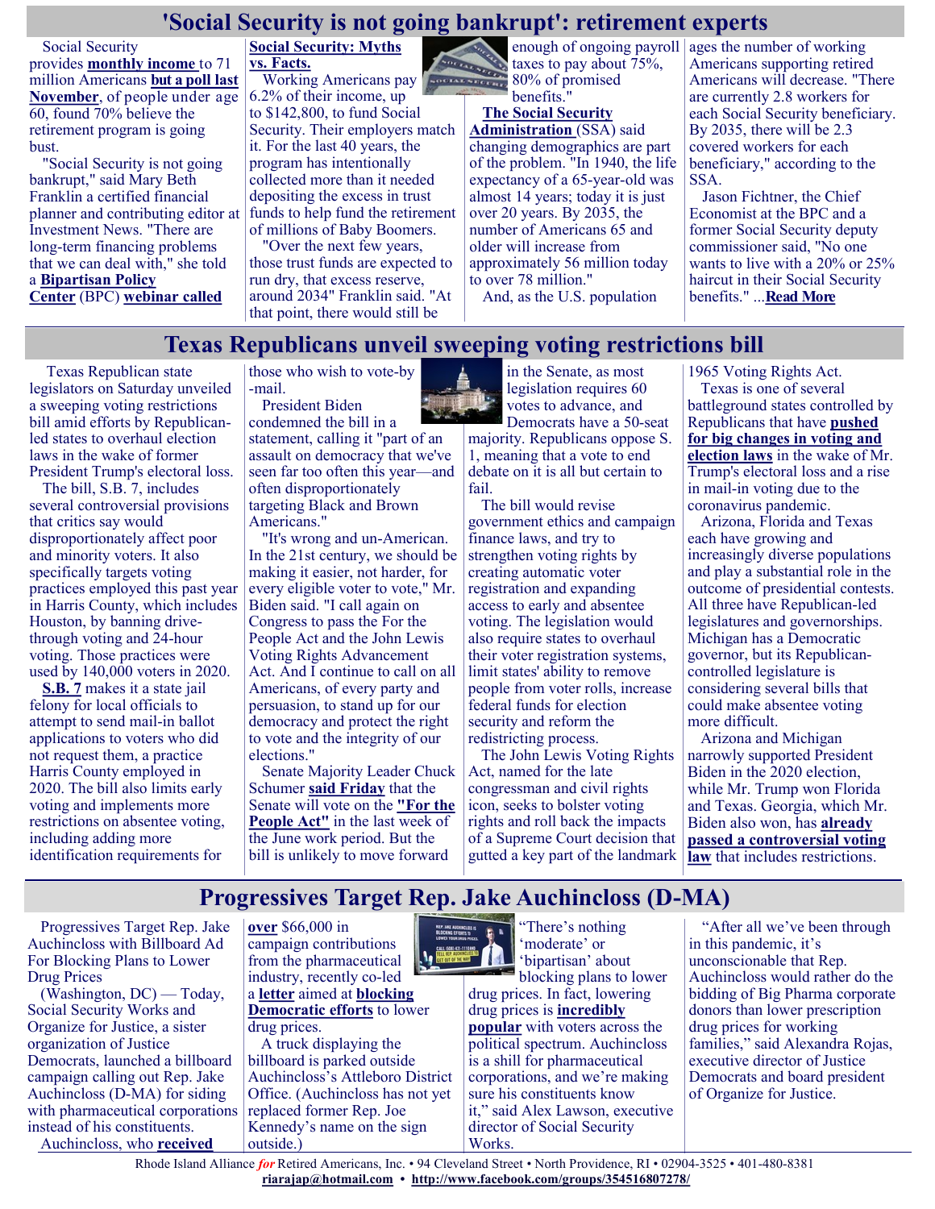## 'Social Security is not going bankrupt': retirement experts

Social Security provides **monthly income** to 71 million Americans **but a poll last November**, of people under age 60, found 70% believe the retirement program is going bust.

"Social Security is not going bankrupt," said Mary Beth Franklin a certified financial planner and contributing editor at Investment News. "There are long-term financing problems that we can deal with," she told a **Bipartisan Policy Center** (BPC) **webinar called Social Security: Myths vs. Facts.**

Working Americans pay 6.2% of their income, up to $142,800, to fund Social Security. Their employers match it. For the last 40 years, the program has intentionally collected more than it needed depositing the excess in trust funds to help fund the retirement of millions of Baby Boomers.

"Over the next few years, those trust funds are expected to run dry, that excess reserve, around 2034" Franklin said. "At that point, there would still be enough of ongoing payroll taxes to pay about 75%, 80% of promised benefits."

**The Social Security Administration** (SSA) said changing demographics are part of the problem. "In 1940, the life expectancy of a 65-year-old was almost 14 years; today it is just over 20 years. By 2035, the number of Americans 65 and older will increase from approximately 56 million today to over 78 million."

And, as the U.S. population ages the number of working Americans supporting retired Americans will decrease. "There are currently 2.8 workers for each Social Security beneficiary. By 2035, there will be 2.3 covered workers for each beneficiary," according to the SSA.

Jason Fichtner, the Chief Economist at the BPC and a former Social Security deputy commissioner said, "No one wants to live with a 20% or 25% haircut in their Social Security benefits." ...**Read More**

## Texas Republicans unveil sweeping voting restrictions bill

Texas Republican state legislators on Saturday unveiled a sweeping voting restrictions bill amid efforts by Republican-led states to overhaul election laws in the wake of former President Trump's electoral loss.

The bill, S.B. 7, includes several controversial provisions that critics say would disproportionately affect poor and minority voters. It also specifically targets voting practices employed this past year in Harris County, which includes Houston, by banning drive-through voting and 24-hour voting. Those practices were used by 140,000 voters in 2020.

**S.B. 7** makes it a state jail felony for local officials to attempt to send mail-in ballot applications to voters who did not request them, a practice Harris County employed in 2020. The bill also limits early voting and implements more restrictions on absentee voting, including adding more identification requirements for those who wish to vote-by-mail.

President Biden condemned the bill in a statement, calling it "part of an assault on democracy that we've seen far too often this year—and often disproportionately targeting Black and Brown Americans."

"It's wrong and un-American. In the 21st century, we should be making it easier, not harder, for every eligible voter to vote," Mr. Biden said. "I call again on Congress to pass the For the People Act and the John Lewis Voting Rights Advancement Act. And I continue to call on all Americans, of every party and persuasion, to stand up for our democracy and protect the right to vote and the integrity of our elections."

Senate Majority Leader Chuck Schumer **said Friday** that the Senate will vote on the **"For the People Act"** in the last week of the June work period. But the bill is unlikely to move forward in the Senate, as most legislation requires 60 votes to advance, and Democrats have a 50-seat majority. Republicans oppose S. 1, meaning that a vote to end debate on it is all but certain to fail.

The bill would revise government ethics and campaign finance laws, and try to strengthen voting rights by creating automatic voter registration and expanding access to early and absentee voting. The legislation would also require states to overhaul their voter registration systems, limit states' ability to remove people from voter rolls, increase federal funds for election security and reform the redistricting process.

The John Lewis Voting Rights Act, named for the late congressman and civil rights icon, seeks to bolster voting rights and roll back the impacts of a Supreme Court decision that gutted a key part of the landmark 1965 Voting Rights Act.

Texas is one of several battleground states controlled by Republicans that have **pushed for big changes in voting and election laws** in the wake of Mr. Trump's electoral loss and a rise in mail-in voting due to the coronavirus pandemic.

Arizona, Florida and Texas each have growing and increasingly diverse populations and play a substantial role in the outcome of presidential contests. All three have Republican-led legislatures and governorships. Michigan has a Democratic governor, but its Republican-controlled legislature is considering several bills that could make absentee voting more difficult.

Arizona and Michigan narrowly supported President Biden in the 2020 election, while Mr. Trump won Florida and Texas. Georgia, which Mr. Biden also won, has **already passed a controversial voting law** that includes restrictions.

## Progressives Target Rep. Jake Auchincloss (D-MA)

Progressives Target Rep. Jake Auchincloss with Billboard Ad For Blocking Plans to Lower Drug Prices

(Washington, DC) — Today, Social Security Works and Organize for Justice, a sister organization of Justice Democrats, launched a billboard campaign calling out Rep. Jake Auchincloss (D-MA) for siding with pharmaceutical corporations instead of his constituents.

Auchincloss, who **received over** $66,000 in campaign contributions from the pharmaceutical industry, recently co-led a **letter** aimed at **blocking Democratic efforts** to lower drug prices.

A truck displaying the billboard is parked outside Auchincloss's Attleboro District Office. (Auchincloss has not yet replaced former Rep. Joe Kennedy's name on the sign outside.)

"There's nothing 'moderate' or 'bipartisan' about blocking plans to lower drug prices. In fact, lowering drug prices is **incredibly popular** with voters across the political spectrum. Auchincloss is a shill for pharmaceutical corporations, and we're making sure his constituents know it," said Alex Lawson, executive director of Social Security Works.

"After all we've been through in this pandemic, it's unconscionable that Rep. Auchincloss would rather do the bidding of Big Pharma corporate donors than lower prescription drug prices for working families," said Alexandra Rojas, executive director of Justice Democrats and board president of Organize for Justice.

Rhode Island Alliance *for* Retired Americans, Inc. • 94 Cleveland Street • North Providence, RI • 02904-3525 • 401-480-8381
**riarajap@hotmail.com** • **http://www.facebook.com/groups/354516807278/**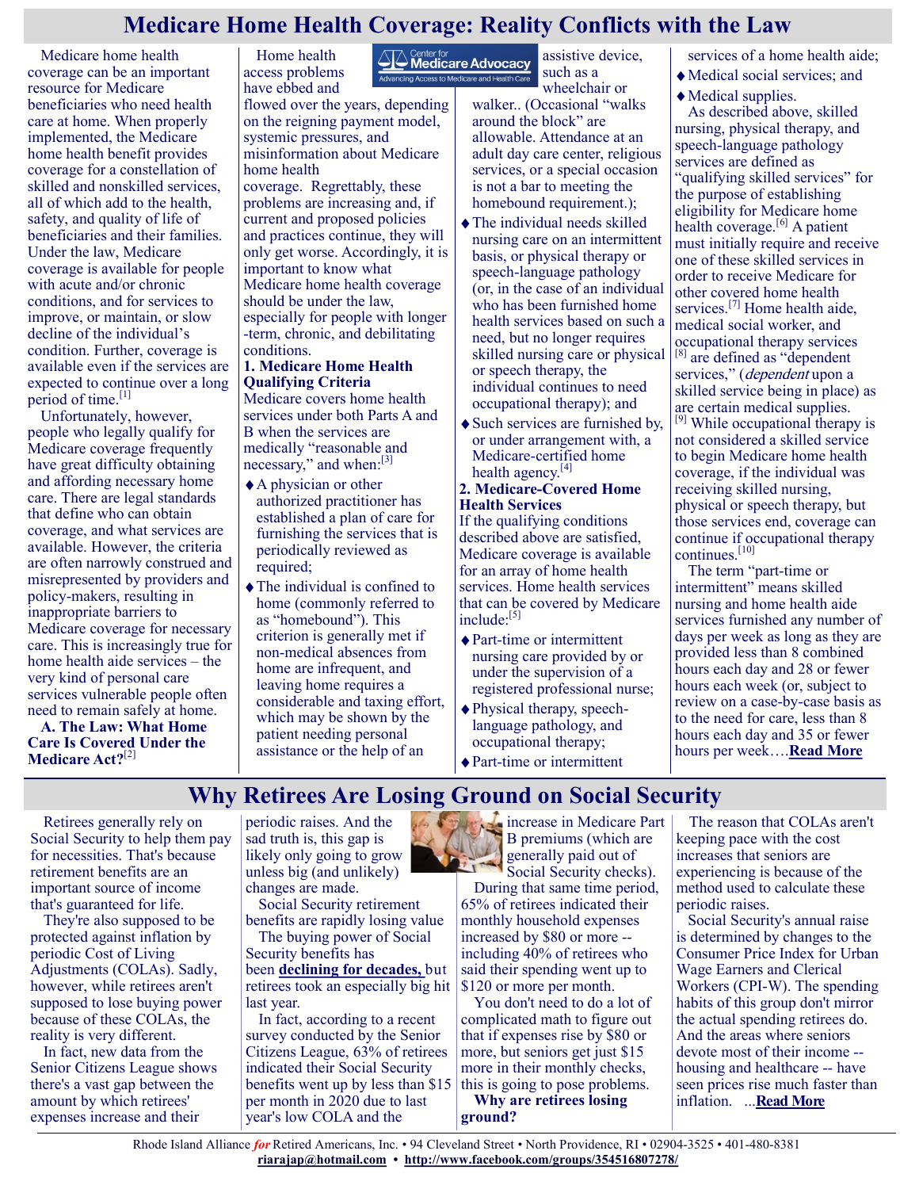# Medicare Home Health Coverage: Reality Conflicts with the Law

Medicare home health coverage can be an important resource for Medicare beneficiaries who need health care at home. When properly implemented, the Medicare home health benefit provides coverage for a constellation of skilled and nonskilled services, all of which add to the health, safety, and quality of life of beneficiaries and their families. Under the law, Medicare coverage is available for people with acute and/or chronic conditions, and for services to improve, or maintain, or slow decline of the individual's condition. Further, coverage is available even if the services are expected to continue over a long period of time.[1]

Unfortunately, however, people who legally qualify for Medicare coverage frequently have great difficulty obtaining and affording necessary home care. There are legal standards that define who can obtain coverage, and what services are available. However, the criteria are often narrowly construed and misrepresented by providers and policy-makers, resulting in inappropriate barriers to Medicare coverage for necessary care. This is increasingly true for home health aide services – the very kind of personal care services vulnerable people often need to remain safely at home.

**A. The Law: What Home Care Is Covered Under the Medicare Act?**[2]

Home health access problems have ebbed and flowed over the years, depending on the reigning payment model, systemic pressures, and misinformation about Medicare home health coverage. Regrettably, these problems are increasing and, if current and proposed policies and practices continue, they will only get worse. Accordingly, it is important to know what Medicare home health coverage should be under the law, especially for people with longer-term, chronic, and debilitating conditions.

**1. Medicare Home Health Qualifying Criteria**

Medicare covers home health services under both Parts A and B when the services are medically "reasonable and necessary," and when:[3]

- A physician or other authorized practitioner has established a plan of care for furnishing the services that is periodically reviewed as required;
- The individual is confined to home (commonly referred to as "homebound"). This criterion is generally met if non-medical absences from home are infrequent, and leaving home requires a considerable and taxing effort, which may be shown by the patient needing personal assistance or the help of an assistive device, such as a wheelchair or walker.. (Occasional "walks around the block" are allowable. Attendance at an adult day care center, religious services, or a special occasion is not a bar to meeting the homebound requirement.);
- The individual needs skilled nursing care on an intermittent basis, or physical therapy or speech-language pathology (or, in the case of an individual who has been furnished home health services based on such a need, but no longer requires skilled nursing care or physical or speech therapy, the individual continues to need occupational therapy); and
- Such services are furnished by, or under arrangement with, a Medicare-certified home health agency.[4]

**2. Medicare-Covered Home Health Services**

If the qualifying conditions described above are satisfied, Medicare coverage is available for an array of home health services. Home health services that can be covered by Medicare include:[5]

- Part-time or intermittent nursing care provided by or under the supervision of a registered professional nurse;
- Physical therapy, speech-language pathology, and occupational therapy;
- Part-time or intermittent services of a home health aide;
- Medical social services; and
- Medical supplies.

As described above, skilled nursing, physical therapy, and speech-language pathology services are defined as "qualifying skilled services" for the purpose of establishing eligibility for Medicare home health coverage.[6] A patient must initially require and receive one of these skilled services in order to receive Medicare for other covered home health services.[7] Home health aide, medical social worker, and occupational therapy services [8] are defined as "dependent services," (*dependent* upon a skilled service being in place) as are certain medical supplies. [9] While occupational therapy is not considered a skilled service to begin Medicare home health coverage, if the individual was receiving skilled nursing, physical or speech therapy, but those services end, coverage can continue if occupational therapy continues.[10]

The term "part-time or intermittent" means skilled nursing and home health aide services furnished any number of days per week as long as they are provided less than 8 combined hours each day and 28 or fewer hours each week (or, subject to review on a case-by-case basis as to the need for care, less than 8 hours each day and 35 or fewer hours per week….**Read More**

# Why Retirees Are Losing Ground on Social Security

Retirees generally rely on Social Security to help them pay for necessities. That's because retirement benefits are an important source of income that's guaranteed for life.

They're also supposed to be protected against inflation by periodic Cost of Living Adjustments (COLAs). Sadly, however, while retirees aren't supposed to lose buying power because of these COLAs, the reality is very different.

In fact, new data from the Senior Citizens League shows there's a vast gap between the amount by which retirees' expenses increase and their periodic raises. And the sad truth is, this gap is likely only going to grow unless big (and unlikely) changes are made.

Social Security retirement benefits are rapidly losing value

The buying power of Social Security benefits has been **declining for decades,** but retirees took an especially big hit last year.

In fact, according to a recent survey conducted by the Senior Citizens League, 63% of retirees indicated their Social Security benefits went up by less than $15 per month in 2020 due to last year's low COLA and the increase in Medicare Part B premiums (which are generally paid out of Social Security checks).

During that same time period, 65% of retirees indicated their monthly household expenses increased by $80 or more -- including 40% of retirees who said their spending went up to $120 or more per month.

You don't need to do a lot of complicated math to figure out that if expenses rise by $80 or more, but seniors get just $15 more in their monthly checks, this is going to pose problems.

**Why are retirees losing ground?**

The reason that COLAs aren't keeping pace with the cost increases that seniors are experiencing is because of the method used to calculate these periodic raises.

Social Security's annual raise is determined by changes to the Consumer Price Index for Urban Wage Earners and Clerical Workers (CPI-W). The spending habits of this group don't mirror the actual spending retirees do. And the areas where seniors devote most of their income -- housing and healthcare -- have seen prices rise much faster than inflation. ...**Read More**

Rhode Island Alliance *for* Retired Americans, Inc. • 94 Cleveland Street • North Providence, RI • 02904-3525 • 401-480-8381
**riarajap@hotmail.com** • **http://www.facebook.com/groups/354516807278/**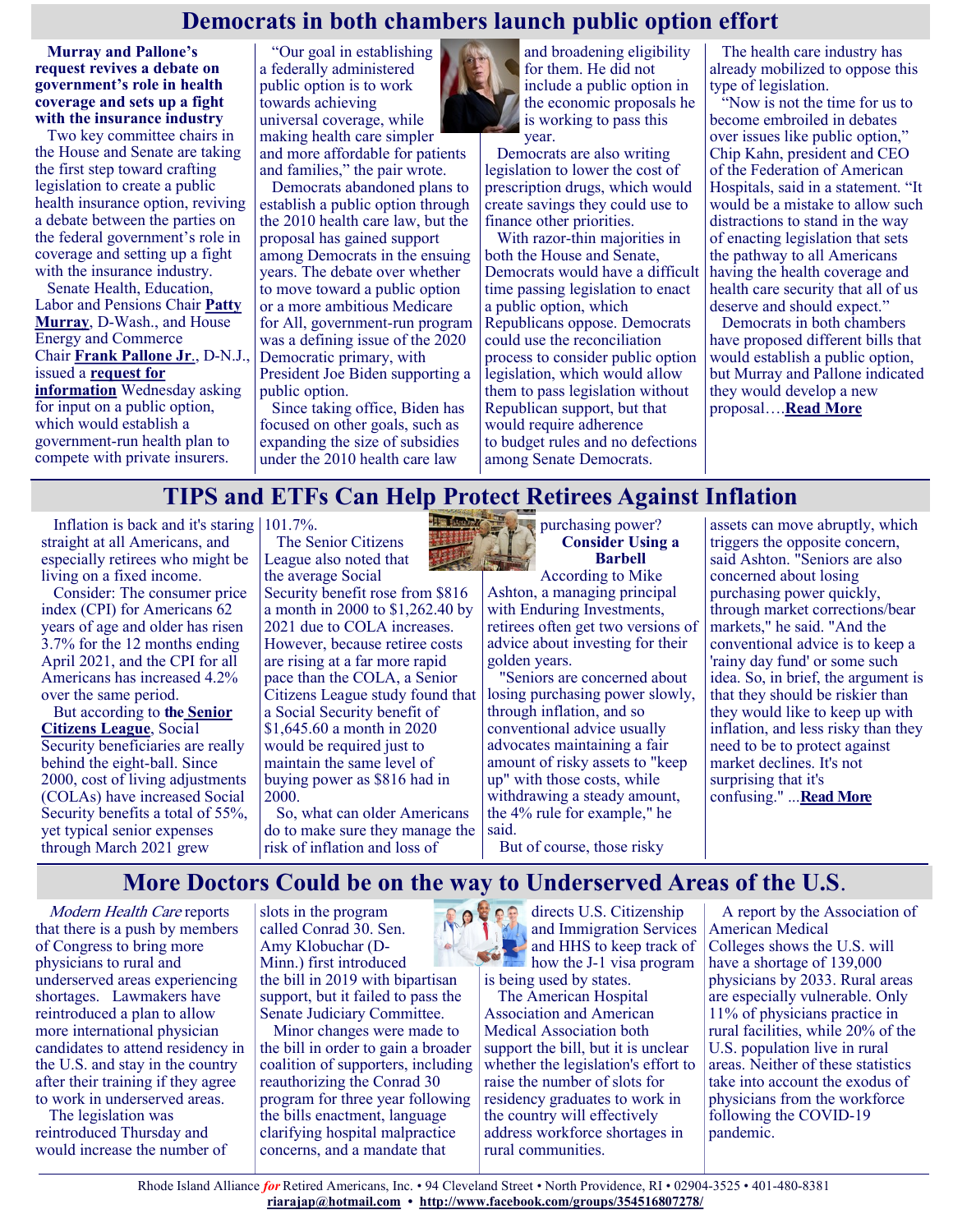# Democrats in both chambers launch public option effort

**Murray and Pallone's request revives a debate on government's role in health coverage and sets up a fight with the insurance industry**

Two key committee chairs in the House and Senate are taking the first step toward crafting legislation to create a public health insurance option, reviving a debate between the parties on the federal government's role in coverage and setting up a fight with the insurance industry.

Senate Health, Education, Labor and Pensions Chair **Patty Murray**, D-Wash., and House Energy and Commerce Chair **Frank Pallone Jr**., D-N.J., issued a **request for information** Wednesday asking for input on a public option, which would establish a government-run health plan to compete with private insurers.

"Our goal in establishing a federally administered public option is to work towards achieving universal coverage, while making health care simpler and more affordable for patients and families," the pair wrote.

Democrats abandoned plans to establish a public option through the 2010 health care law, but the proposal has gained support among Democrats in the ensuing years. The debate over whether to move toward a public option or a more ambitious Medicare for All, government-run program was a defining issue of the 2020 Democratic primary, with President Joe Biden supporting a public option.

Since taking office, Biden has focused on other goals, such as expanding the size of subsidies under the 2010 health care law and broadening eligibility for them. He did not include a public option in the economic proposals he is working to pass this year.

Democrats are also writing legislation to lower the cost of prescription drugs, which would create savings they could use to finance other priorities.

With razor-thin majorities in both the House and Senate, Democrats would have a difficult time passing legislation to enact a public option, which Republicans oppose. Democrats could use the reconciliation process to consider public option legislation, which would allow them to pass legislation without Republican support, but that would require adherence to budget rules and no defections among Senate Democrats.

The health care industry has already mobilized to oppose this type of legislation.

"Now is not the time for us to become embroiled in debates over issues like public option," Chip Kahn, president and CEO of the Federation of American Hospitals, said in a statement. "It would be a mistake to allow such distractions to stand in the way of enacting legislation that sets the pathway to all Americans having the health coverage and health care security that all of us deserve and should expect."

Democrats in both chambers have proposed different bills that would establish a public option, but Murray and Pallone indicated they would develop a new proposal….**Read More**

# TIPS and ETFs Can Help Protect Retirees Against Inflation

Inflation is back and it's staring straight at all Americans, and especially retirees who might be living on a fixed income.

Consider: The consumer price index (CPI) for Americans 62 years of age and older has risen 3.7% for the 12 months ending April 2021, and the CPI for all Americans has increased 4.2% over the same period.

But according to **the Senior Citizens League**, Social Security beneficiaries are really behind the eight-ball. Since 2000, cost of living adjustments (COLAs) have increased Social Security benefits a total of 55%, yet typical senior expenses through March 2021 grew 101.7%.

The Senior Citizens League also noted that the average Social Security benefit rose from $816 a month in 2000 to $1,262.40 by 2021 due to COLA increases. However, because retiree costs are rising at a far more rapid pace than the COLA, a Senior Citizens League study found that a Social Security benefit of $1,645.60 a month in 2020 would be required just to maintain the same level of buying power as $816 had in 2000.

So, what can older Americans do to make sure they manage the risk of inflation and loss of purchasing power?

**Consider Using a Barbell**

According to Mike Ashton, a managing principal with Enduring Investments, retirees often get two versions of advice about investing for their golden years.

"Seniors are concerned about losing purchasing power slowly, through inflation, and so conventional advice usually advocates maintaining a fair amount of risky assets to "keep up" with those costs, while withdrawing a steady amount, the 4% rule for example," he said.

But of course, those risky assets can move abruptly, which triggers the opposite concern, said Ashton. "Seniors are also concerned about losing purchasing power quickly, through market corrections/bear markets," he said. "And the conventional advice is to keep a 'rainy day fund' or some such idea. So, in brief, the argument is that they should be riskier than they would like to keep up with inflation, and less risky than they need to be to protect against market declines. It's not surprising that it's confusing." ...**Read More**

# More Doctors Could be on the way to Underserved Areas of the U.S.

*Modern Health Care* reports that there is a push by members of Congress to bring more physicians to rural and underserved areas experiencing shortages. Lawmakers have reintroduced a plan to allow more international physician candidates to attend residency in the U.S. and stay in the country after their training if they agree to work in underserved areas.

The legislation was reintroduced Thursday and would increase the number of slots in the program called Conrad 30. Sen. Amy Klobuchar (D-Minn.) first introduced the bill in 2019 with bipartisan support, but it failed to pass the Senate Judiciary Committee.

Minor changes were made to the bill in order to gain a broader coalition of supporters, including reauthorizing the Conrad 30 program for three year following the bills enactment, language clarifying hospital malpractice concerns, and a mandate that directs U.S. Citizenship and Immigration Services and HHS to keep track of how the J-1 visa program is being used by states.

The American Hospital Association and American Medical Association both support the bill, but it is unclear whether the legislation's effort to raise the number of slots for residency graduates to work in the country will effectively address workforce shortages in rural communities.

A report by the Association of American Medical Colleges shows the U.S. will have a shortage of 139,000 physicians by 2033. Rural areas are especially vulnerable. Only 11% of physicians practice in rural facilities, while 20% of the U.S. population live in rural areas. Neither of these statistics take into account the exodus of physicians from the workforce following the COVID-19 pandemic.

Rhode Island Alliance *for* Retired Americans, Inc. • 94 Cleveland Street • North Providence, RI • 02904-3525 • 401-480-8381
**riarajap@hotmail.com** • **http://www.facebook.com/groups/354516807278/**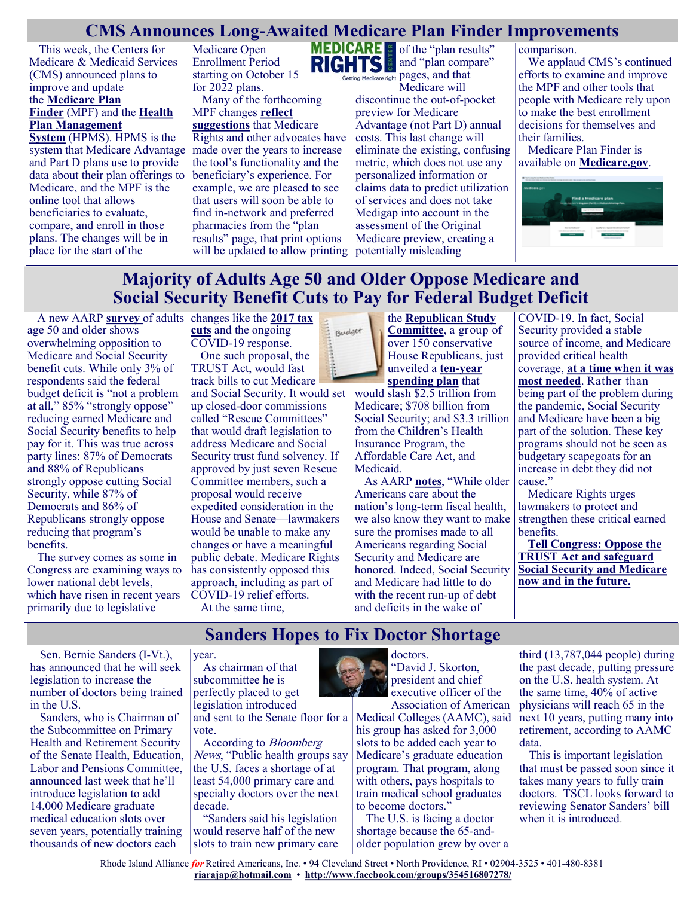# CMS Announces Long-Awaited Medicare Plan Finder Improvements

This week, the Centers for Medicare & Medicaid Services (CMS) announced plans to improve and update the **Medicare Plan Finder** (MPF) and the **Health Plan Management System** (HPMS). HPMS is the system that Medicare Advantage and Part D plans use to provide data about their plan offerings to Medicare, and the MPF is the online tool that allows beneficiaries to evaluate, compare, and enroll in those plans. The changes will be in place for the start of the Medicare Open Enrollment Period starting on October 15 for 2022 plans.

Many of the forthcoming MPF changes **reflect suggestions** that Medicare Rights and other advocates have made over the years to increase the tool's functionality and the beneficiary's experience. For example, we are pleased to see that users will soon be able to find in-network and preferred pharmacies from the "plan results" page, that print options will be updated to allow printing of the "plan results" and "plan compare" pages, and that Medicare will discontinue the out-of-pocket preview for Medicare Advantage (not Part D) annual costs. This last change will eliminate the existing, confusing metric, which does not use any personalized information or claims data to predict utilization of services and does not take Medigap into account in the assessment of the Original Medicare preview, creating a potentially misleading comparison.

We applaud CMS's continued efforts to examine and improve the MPF and other tools that people with Medicare rely upon to make the best enrollment decisions for themselves and their families.

Medicare Plan Finder is available on **Medicare.gov**.

# Majority of Adults Age 50 and Older Oppose Medicare and Social Security Benefit Cuts to Pay for Federal Budget Deficit

A new AARP **survey** of adults age 50 and older shows overwhelming opposition to Medicare and Social Security benefit cuts. While only 3% of respondents said the federal budget deficit is "not a problem at all," 85% "strongly oppose" reducing earned Medicare and Social Security benefits to help pay for it. This was true across party lines: 87% of Democrats and 88% of Republicans strongly oppose cutting Social Security, while 87% of Democrats and 86% of Republicans strongly oppose reducing that program's benefits.

The survey comes as some in Congress are examining ways to lower national debt levels, which have risen in recent years primarily due to legislative changes like the **2017 tax cuts** and the ongoing COVID-19 response.

One such proposal, the TRUST Act, would fast track bills to cut Medicare and Social Security. It would set up closed-door commissions called "Rescue Committees" that would draft legislation to address Medicare and Social Security trust fund solvency. If approved by just seven Rescue Committee members, such a proposal would receive expedited consideration in the House and Senate—lawmakers would be unable to make any changes or have a meaningful public debate. Medicare Rights has consistently opposed this approach, including as part of COVID-19 relief efforts.

At the same time, the **Republican Study Committee**, a group of over 150 conservative House Republicans, just unveiled a **ten-year spending plan** that would slash $2.5 trillion from Medicare; $708 billion from Social Security; and $3.3 trillion from the Children's Health Insurance Program, the Affordable Care Act, and Medicaid.

As AARP **notes**, "While older Americans care about the nation's long-term fiscal health, we also know they want to make sure the promises made to all Americans regarding Social Security and Medicare are honored. Indeed, Social Security and Medicare had little to do with the recent run-up of debt and deficits in the wake of COVID-19. In fact, Social Security provided a stable source of income, and Medicare provided critical health coverage, **at a time when it was most needed**. Rather than being part of the problem during the pandemic, Social Security and Medicare have been a big part of the solution. These key programs should not be seen as budgetary scapegoats for an increase in debt they did not cause."

Medicare Rights urges lawmakers to protect and strengthen these critical earned benefits.

**Tell Congress: Oppose the TRUST Act and safeguard Social Security and Medicare now and in the future.**

# Sanders Hopes to Fix Doctor Shortage

Sen. Bernie Sanders (I-Vt.), has announced that he will seek legislation to increase the number of doctors being trained in the U.S.

Sanders, who is Chairman of the Subcommittee on Primary Health and Retirement Security of the Senate Health, Education, Labor and Pensions Committee, announced last week that he'll introduce legislation to add 14,000 Medicare graduate medical education slots over seven years, potentially training thousands of new doctors each year.

As chairman of that subcommittee he is perfectly placed to get legislation introduced and sent to the Senate floor for a vote.

According to *Bloomberg News*, "Public health groups say the U.S. faces a shortage of at least 54,000 primary care and specialty doctors over the next decade.

"Sanders said his legislation would reserve half of the new slots to train new primary care doctors.

"David J. Skorton, president and chief executive officer of the Association of American Medical Colleges (AAMC), said his group has asked for 3,000 slots to be added each year to Medicare's graduate education program. That program, along with others, pays hospitals to train medical school graduates to become doctors."

The U.S. is facing a doctor shortage because the 65-and-older population grew by over a third (13,787,044 people) during the past decade, putting pressure on the U.S. health system. At the same time, 40% of active physicians will reach 65 in the next 10 years, putting many into retirement, according to AAMC data.

This is important legislation that must be passed soon since it takes many years to fully train doctors. TSCL looks forward to reviewing Senator Sanders' bill when it is introduced.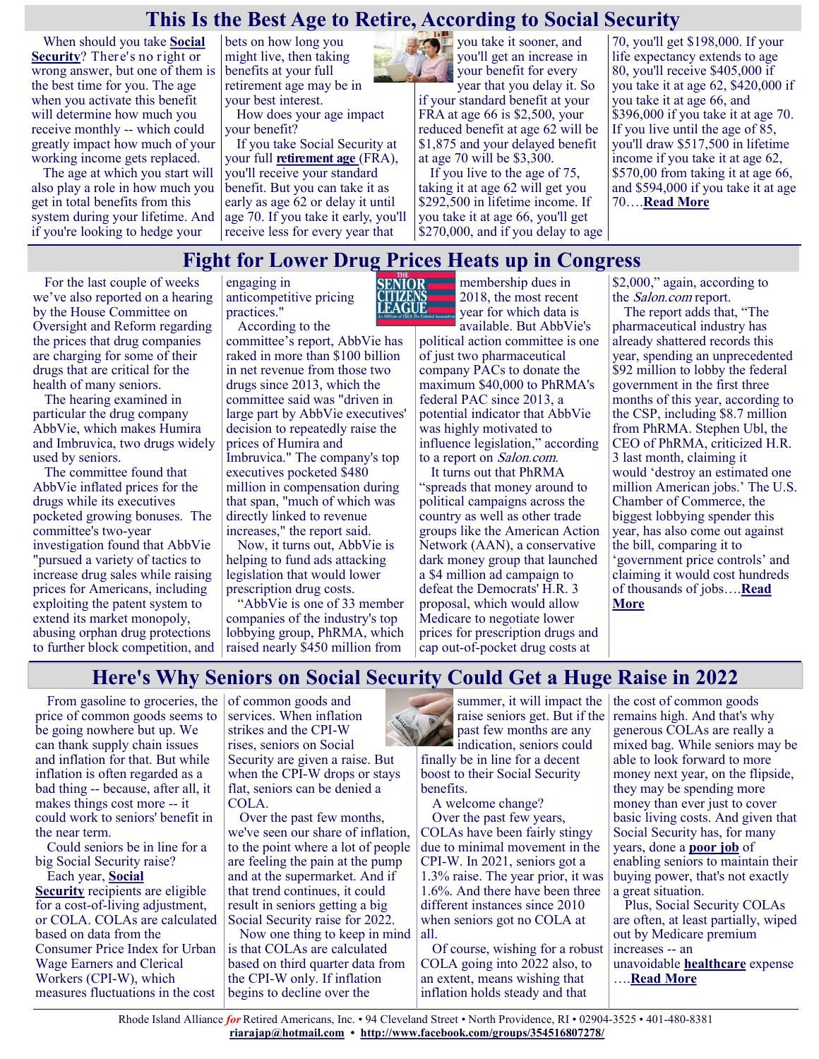# This Is the Best Age to Retire, According to Social Security

When should you take **Social Security**? There's no right or wrong answer, but one of them is the best time for you. The age when you activate this benefit will determine how much you receive monthly -- which could greatly impact how much of your working income gets replaced.

The age at which you start will also play a role in how much you get in total benefits from this system during your lifetime. And if you're looking to hedge your bets on how long you might live, then taking benefits at your full retirement age may be in your best interest.

How does your age impact your benefit?

If you take Social Security at your full **retirement age** (FRA), you'll receive your standard benefit. But you can take it as early as age 62 or delay it until age 70. If you take it early, you'll receive less for every year that you take it sooner, and you'll get an increase in your benefit for every year that you delay it. So if your standard benefit at your FRA at age 66 is $2,500, your reduced benefit at age 62 will be $1,875 and your delayed benefit at age 70 will be $3,300.

If you live to the age of 75, taking it at age 62 will get you $292,500 in lifetime income. If you take it at age 66, you'll get $270,000, and if you delay to age 70, you'll get $198,000. If your life expectancy extends to age 80, you'll receive $405,000 if you take it at age 62, $420,000 if you take it at age 66, and $396,000 if you take it at age 70. If you live until the age of 85, you'll draw $517,500 in lifetime income if you take it at age 62, $570,00 from taking it at age 66, and $594,000 if you take it at age 70….**Read More**

# Fight for Lower Drug Prices Heats up in Congress

For the last couple of weeks we've also reported on a hearing by the House Committee on Oversight and Reform regarding the prices that drug companies are charging for some of their drugs that are critical for the health of many seniors.

The hearing examined in particular the drug company AbbVie, which makes Humira and Imbruvica, two drugs widely used by seniors.

The committee found that AbbVie inflated prices for the drugs while its executives pocketed growing bonuses. The committee's two-year investigation found that AbbVie "pursued a variety of tactics to increase drug sales while raising prices for Americans, including exploiting the patent system to extend its market monopoly, abusing orphan drug protections to further block competition, and engaging in anticompetitive pricing practices."

According to the committee's report, AbbVie has raked in more than $100 billion in net revenue from those two drugs since 2013, which the committee said was "driven in large part by AbbVie executives' decision to repeatedly raise the prices of Humira and Imbruvica." The company's top executives pocketed $480 million in compensation during that span, "much of which was directly linked to revenue increases," the report said.

Now, it turns out, AbbVie is helping to fund ads attacking legislation that would lower prescription drug costs.

"AbbVie is one of 33 member companies of the industry's top lobbying group, PhRMA, which raised nearly $450 million from membership dues in 2018, the most recent year for which data is available. But AbbVie's political action committee is one of just two pharmaceutical company PACs to donate the maximum $40,000 to PhRMA's federal PAC since 2013, a potential indicator that AbbVie was highly motivated to influence legislation," according to a report on *Salon.com*.

It turns out that PhRMA "spreads that money around to political campaigns across the country as well as other trade groups like the American Action Network (AAN), a conservative dark money group that launched a $4 million ad campaign to defeat the Democrats' H.R. 3 proposal, which would allow Medicare to negotiate lower prices for prescription drugs and cap out-of-pocket drug costs at $2,000," again, according to the *Salon.com* report.

The report adds that, "The pharmaceutical industry has already shattered records this year, spending an unprecedented $92 million to lobby the federal government in the first three months of this year, according to the CSP, including $8.7 million from PhRMA. Stephen Ubl, the CEO of PhRMA, criticized H.R. 3 last month, claiming it would 'destroy an estimated one million American jobs.' The U.S. Chamber of Commerce, the biggest lobbying spender this year, has also come out against the bill, comparing it to 'government price controls' and claiming it would cost hundreds of thousands of jobs….**Read More**

# Here's Why Seniors on Social Security Could Get a Huge Raise in 2022

From gasoline to groceries, the price of common goods seems to be going nowhere but up. We can thank supply chain issues and inflation for that. But while inflation is often regarded as a bad thing -- because, after all, it makes things cost more -- it could work to seniors' benefit in the near term.

Could seniors be in line for a big Social Security raise?

Each year, **Social Security** recipients are eligible for a cost-of-living adjustment, or COLA. COLAs are calculated based on data from the Consumer Price Index for Urban Wage Earners and Clerical Workers (CPI-W), which measures fluctuations in the cost of common goods and services. When inflation strikes and the CPI-W rises, seniors on Social Security are given a raise. But when the CPI-W drops or stays flat, seniors can be denied a COLA.

Over the past few months, we've seen our share of inflation, to the point where a lot of people are feeling the pain at the pump and at the supermarket. And if that trend continues, it could result in seniors getting a big Social Security raise for 2022.

Now one thing to keep in mind is that COLAs are calculated based on third quarter data from the CPI-W only. If inflation begins to decline over the summer, it will impact the raise seniors get. But if the past few months are any indication, seniors could finally be in line for a decent boost to their Social Security benefits.

A welcome change?

Over the past few years, COLAs have been fairly stingy due to minimal movement in the CPI-W. In 2021, seniors got a 1.3% raise. The year prior, it was 1.6%. And there have been three different instances since 2010 when seniors got no COLA at all.

Of course, wishing for a robust COLA going into 2022 also, to an extent, means wishing that inflation holds steady and that the cost of common goods remains high. And that's why generous COLAs are really a mixed bag. While seniors may be able to look forward to more money next year, on the flipside, they may be spending more money than ever just to cover basic living costs. And given that Social Security has, for many years, done a **poor job** of enabling seniors to maintain their buying power, that's not exactly a great situation.

Plus, Social Security COLAs are often, at least partially, wiped out by Medicare premium increases -- an unavoidable **healthcare** expense ….**Read More**

Rhode Island Alliance *for* Retired Americans, Inc. • 94 Cleveland Street • North Providence, RI • 02904-3525 • 401-480-8381
**riarajap@hotmail.com** • **http://www.facebook.com/groups/354516807278/**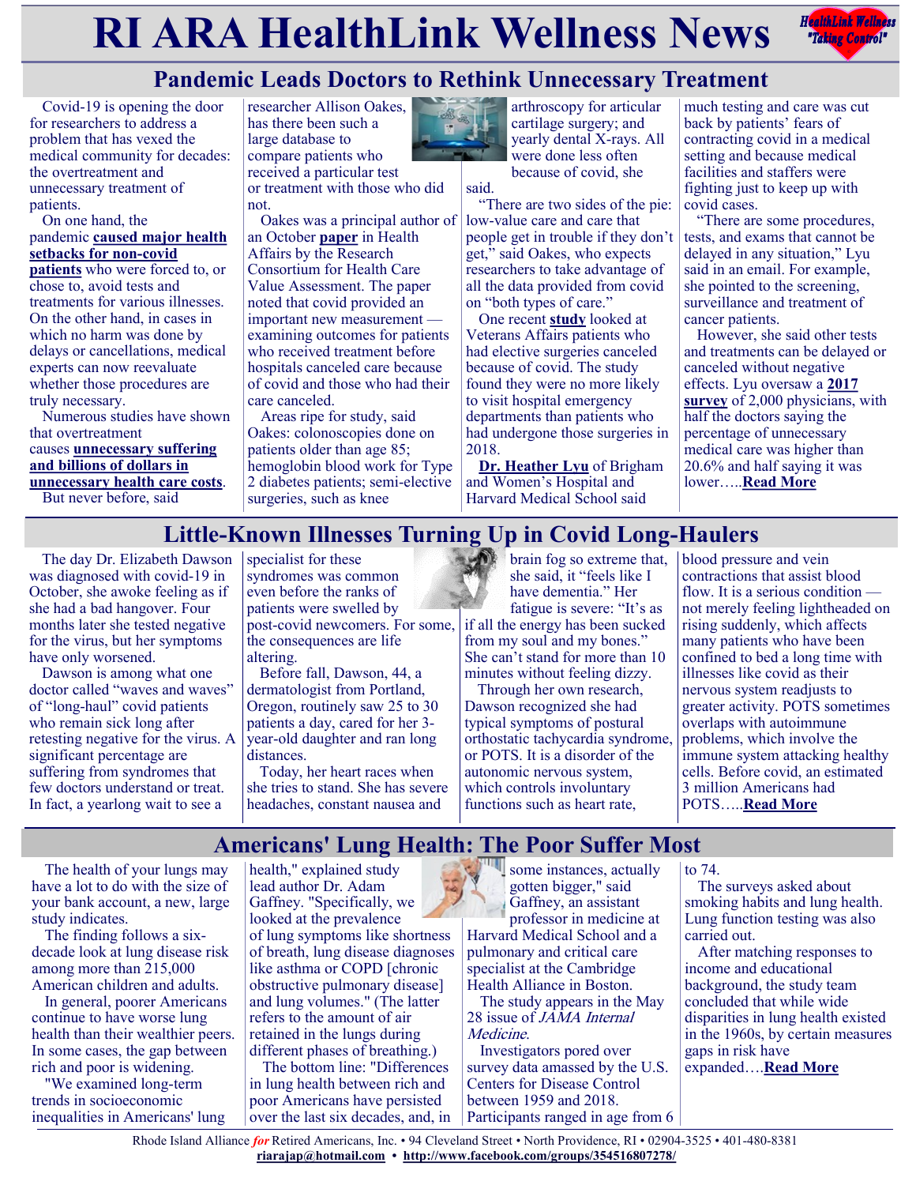# RI ARA HealthLink Wellness News

## Pandemic Leads Doctors to Rethink Unnecessary Treatment

Covid-19 is opening the door for researchers to address a problem that has vexed the medical community for decades: the overtreatment and unnecessary treatment of patients.

On one hand, the pandemic **caused major health setbacks for non-covid patients** who were forced to, or chose to, avoid tests and treatments for various illnesses. On the other hand, in cases in which no harm was done by delays or cancellations, medical experts can now reevaluate whether those procedures are truly necessary.

Numerous studies have shown that overtreatment causes **unnecessary suffering and billions of dollars in unnecessary health care costs**.

But never before, said researcher Allison Oakes, has there been such a large database to compare patients who received a particular test or treatment with those who did not.

Oakes was a principal author of an October **paper** in Health Affairs by the Research Consortium for Health Care Value Assessment. The paper noted that covid provided an important new measurement — examining outcomes for patients who received treatment before hospitals canceled care because of covid and those who had their care canceled.

Areas ripe for study, said Oakes: colonoscopies done on patients older than age 85; hemoglobin blood work for Type 2 diabetes patients; semi-elective surgeries, such as knee arthroscopy for articular cartilage surgery; and yearly dental X-rays. All were done less often because of covid, she said.

"There are two sides of the pie: low-value care and care that people get in trouble if they don't get," said Oakes, who expects researchers to take advantage of all the data provided from covid on "both types of care."

One recent **study** looked at Veterans Affairs patients who had elective surgeries canceled because of covid. The study found they were no more likely to visit hospital emergency departments than patients who had undergone those surgeries in 2018.

**Dr. Heather Lyu** of Brigham and Women's Hospital and Harvard Medical School said much testing and care was cut back by patients' fears of contracting covid in a medical setting and because medical facilities and staffers were fighting just to keep up with covid cases.

"There are some procedures, tests, and exams that cannot be delayed in any situation," Lyu said in an email. For example, she pointed to the screening, surveillance and treatment of cancer patients.

However, she said other tests and treatments can be delayed or canceled without negative effects. Lyu oversaw a **2017 survey** of 2,000 physicians, with half the doctors saying the percentage of unnecessary medical care was higher than 20.6% and half saying it was lower…..**Read More**

## Little-Known Illnesses Turning Up in Covid Long-Haulers

The day Dr. Elizabeth Dawson was diagnosed with covid-19 in October, she awoke feeling as if she had a bad hangover. Four months later she tested negative for the virus, but her symptoms have only worsened.

Dawson is among what one doctor called "waves and waves" of "long-haul" covid patients who remain sick long after retesting negative for the virus. A significant percentage are suffering from syndromes that few doctors understand or treat. In fact, a yearlong wait to see a specialist for these syndromes was common even before the ranks of patients were swelled by post-covid newcomers. For some, the consequences are life altering.

Before fall, Dawson, 44, a dermatologist from Portland, Oregon, routinely saw 25 to 30 patients a day, cared for her 3-year-old daughter and ran long distances.

Today, her heart races when she tries to stand. She has severe headaches, constant nausea and brain fog so extreme that, she said, it "feels like I have dementia." Her fatigue is severe: "It's as if all the energy has been sucked from my soul and my bones." She can't stand for more than 10 minutes without feeling dizzy.

Through her own research, Dawson recognized she had typical symptoms of postural orthostatic tachycardia syndrome, or POTS. It is a disorder of the autonomic nervous system, which controls involuntary functions such as heart rate, blood pressure and vein contractions that assist blood flow. It is a serious condition — not merely feeling lightheaded on rising suddenly, which affects many patients who have been confined to bed a long time with illnesses like covid as their nervous system readjusts to greater activity. POTS sometimes overlaps with autoimmune problems, which involve the immune system attacking healthy cells. Before covid, an estimated 3 million Americans had POTS…..**Read More**

## Americans' Lung Health: The Poor Suffer Most

The health of your lungs may have a lot to do with the size of your bank account, a new, large study indicates.

The finding follows a six-decade look at lung disease risk among more than 215,000 American children and adults.

In general, poorer Americans continue to have worse lung health than their wealthier peers. In some cases, the gap between rich and poor is widening.

"We examined long-term trends in socioeconomic inequalities in Americans' lung health," explained study lead author Dr. Adam Gaffney. "Specifically, we looked at the prevalence of lung symptoms like shortness of breath, lung disease diagnoses like asthma or COPD [chronic obstructive pulmonary disease] and lung volumes." (The latter refers to the amount of air retained in the lungs during different phases of breathing.)

The bottom line: "Differences in lung health between rich and poor Americans have persisted over the last six decades, and, in some instances, actually gotten bigger," said Gaffney, an assistant professor in medicine at Harvard Medical School and a pulmonary and critical care specialist at the Cambridge Health Alliance in Boston.

The study appears in the May 28 issue of *JAMA Internal Medicine*.

Investigators pored over survey data amassed by the U.S. Centers for Disease Control between 1959 and 2018. Participants ranged in age from 6 to 74.

The surveys asked about smoking habits and lung health. Lung function testing was also carried out.

After matching responses to income and educational background, the study team concluded that while wide disparities in lung health existed in the 1960s, by certain measures gaps in risk have expanded….**Read More**

Rhode Island Alliance *for* Retired Americans, Inc. • 94 Cleveland Street • North Providence, RI • 02904-3525 • 401-480-8381
**riarajap@hotmail.com** • **http://www.facebook.com/groups/354516807278/**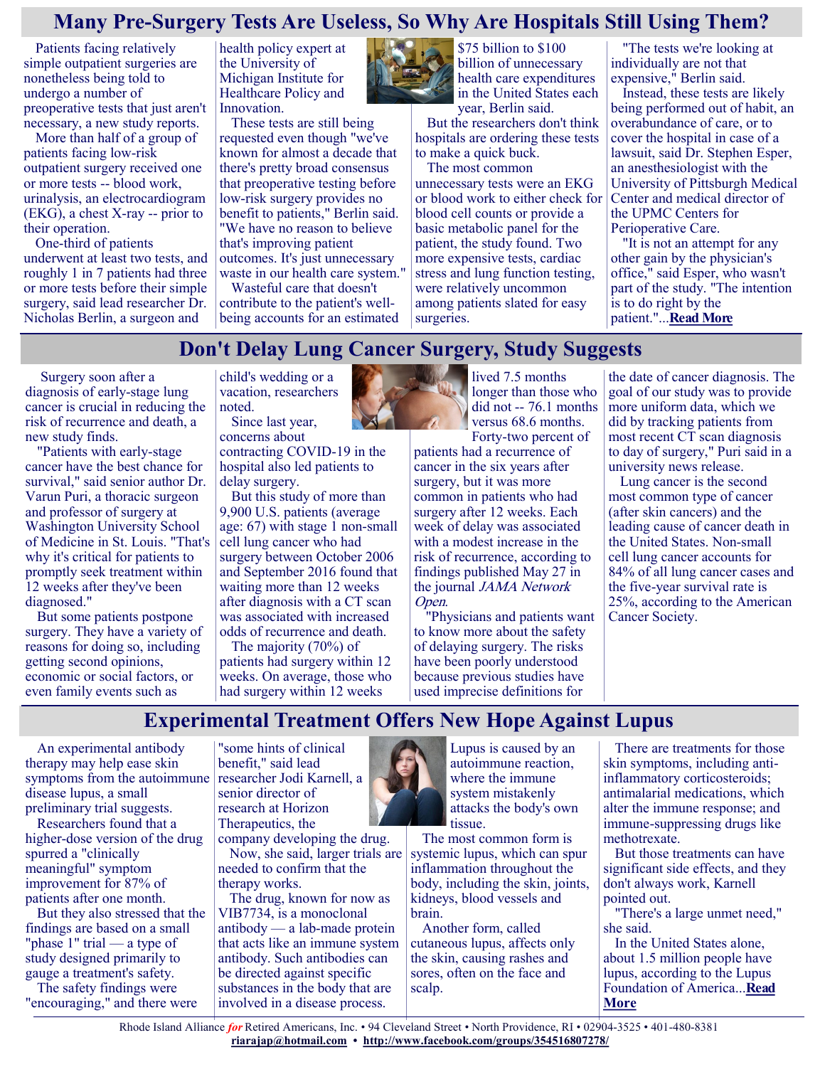## Many Pre-Surgery Tests Are Useless, So Why Are Hospitals Still Using Them?

Patients facing relatively simple outpatient surgeries are nonetheless being told to undergo a number of preoperative tests that just aren't necessary, a new study reports.

More than half of a group of patients facing low-risk outpatient surgery received one or more tests -- blood work, urinalysis, an electrocardiogram (EKG), a chest X-ray -- prior to their operation.

One-third of patients underwent at least two tests, and roughly 1 in 7 patients had three or more tests before their simple surgery, said lead researcher Dr. Nicholas Berlin, a surgeon and health policy expert at the University of Michigan Institute for Healthcare Policy and Innovation.

These tests are still being requested even though "we've known for almost a decade that there's pretty broad consensus that preoperative testing before low-risk surgery provides no benefit to patients," Berlin said. "We have no reason to believe that's improving patient outcomes. It's just unnecessary waste in our health care system."

Wasteful care that doesn't contribute to the patient's well-being accounts for an estimated $75 billion to $100 billion of unnecessary health care expenditures in the United States each year, Berlin said.

But the researchers don't think hospitals are ordering these tests to make a quick buck.

The most common unnecessary tests were an EKG or blood work to either check for blood cell counts or provide a basic metabolic panel for the patient, the study found. Two more expensive tests, cardiac stress and lung function testing, were relatively uncommon among patients slated for easy surgeries.

"The tests we're looking at individually are not that expensive," Berlin said.

Instead, these tests are likely being performed out of habit, an overabundance of care, or to cover the hospital in case of a lawsuit, said Dr. Stephen Esper, an anesthesiologist with the University of Pittsburgh Medical Center and medical director of the UPMC Centers for Perioperative Care.

"It is not an attempt for any other gain by the physician's office," said Esper, who wasn't part of the study. "The intention is to do right by the patient."...**Read More**

## Don't Delay Lung Cancer Surgery, Study Suggests

Surgery soon after a diagnosis of early-stage lung cancer is crucial in reducing the risk of recurrence and death, a new study finds.

"Patients with early-stage cancer have the best chance for survival," said senior author Dr. Varun Puri, a thoracic surgeon and professor of surgery at Washington University School of Medicine in St. Louis. "That's why it's critical for patients to promptly seek treatment within 12 weeks after they've been diagnosed."

But some patients postpone surgery. They have a variety of reasons for doing so, including getting second opinions, economic or social factors, or even family events such as child's wedding or a vacation, researchers noted.

Since last year, concerns about contracting COVID-19 in the hospital also led patients to delay surgery.

But this study of more than 9,900 U.S. patients (average age: 67) with stage 1 non-small cell lung cancer who had surgery between October 2006 and September 2016 found that waiting more than 12 weeks after diagnosis with a CT scan was associated with increased odds of recurrence and death.

The majority (70%) of patients had surgery within 12 weeks. On average, those who had surgery within 12 weeks lived 7.5 months longer than those who did not -- 76.1 months versus 68.6 months.

Forty-two percent of patients had a recurrence of cancer in the six years after surgery, but it was more common in patients who had surgery after 12 weeks. Each week of delay was associated with a modest increase in the risk of recurrence, according to findings published May 27 in the journal *JAMA Network Open*.

"Physicians and patients want to know more about the safety of delaying surgery. The risks have been poorly understood because previous studies have used imprecise definitions for the date of cancer diagnosis. The goal of our study was to provide more uniform data, which we did by tracking patients from most recent CT scan diagnosis to day of surgery," Puri said in a university news release.

Lung cancer is the second most common type of cancer (after skin cancers) and the leading cause of cancer death in the United States. Non-small cell lung cancer accounts for 84% of all lung cancer cases and the five-year survival rate is 25%, according to the American Cancer Society.

## Experimental Treatment Offers New Hope Against Lupus

An experimental antibody therapy may help ease skin symptoms from the autoimmune disease lupus, a small preliminary trial suggests.

Researchers found that a higher-dose version of the drug spurred a "clinically meaningful" symptom improvement for 87% of patients after one month.

But they also stressed that the findings are based on a small "phase 1" trial — a type of study designed primarily to gauge a treatment's safety.

The safety findings were "encouraging," and there were "some hints of clinical benefit," said lead researcher Jodi Karnell, a senior director of research at Horizon Therapeutics, the company developing the drug.

Now, she said, larger trials are needed to confirm that the therapy works.

The drug, known for now as VIB7734, is a monoclonal antibody — a lab-made protein that acts like an immune system antibody. Such antibodies can be directed against specific substances in the body that are involved in a disease process.

Lupus is caused by an autoimmune reaction, where the immune system mistakenly attacks the body's own tissue.

The most common form is systemic lupus, which can spur inflammation throughout the body, including the skin, joints, kidneys, blood vessels and brain.

Another form, called cutaneous lupus, affects only the skin, causing rashes and sores, often on the face and scalp.

There are treatments for those skin symptoms, including anti-inflammatory corticosteroids; antimalarial medications, which alter the immune response; and immune-suppressing drugs like methotrexate.

But those treatments can have significant side effects, and they don't always work, Karnell pointed out.

"There's a large unmet need," she said.

In the United States alone, about 1.5 million people have lupus, according to the Lupus Foundation of America...**Read More**

Rhode Island Alliance *for* Retired Americans, Inc. • 94 Cleveland Street • North Providence, RI • 02904-3525 • 401-480-8381
**riarajap@hotmail.com** • **http://www.facebook.com/groups/354516807278/**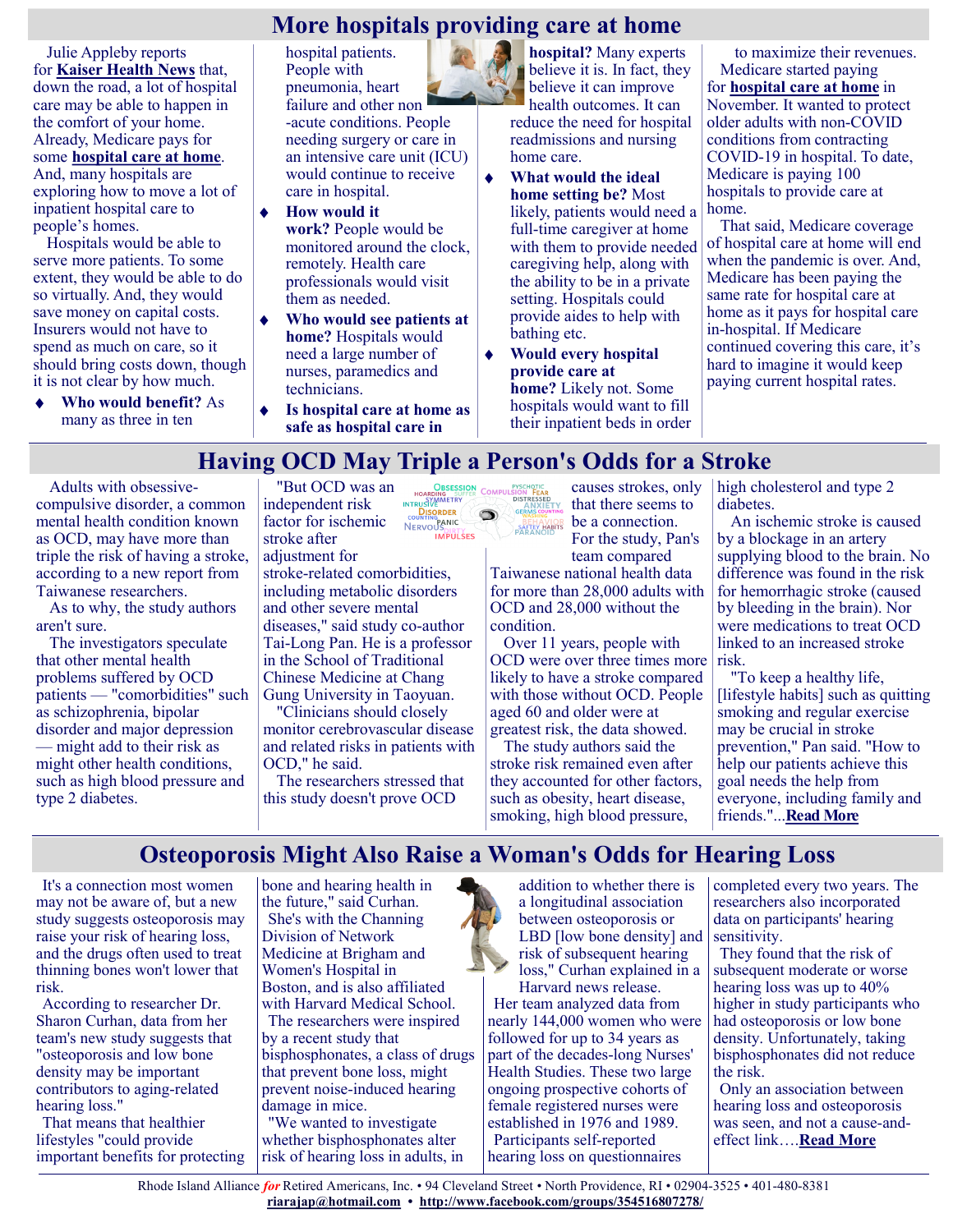# More hospitals providing care at home

Julie Appleby reports for **Kaiser Health News** that, down the road, a lot of hospital care may be able to happen in the comfort of your home. Already, Medicare pays for some **hospital care at home**. And, many hospitals are exploring how to move a lot of inpatient hospital care to people's homes.

Hospitals would be able to serve more patients. To some extent, they would be able to do so virtually. And, they would save money on capital costs. Insurers would not have to spend as much on care, so it should bring costs down, though it is not clear by how much.

- **Who would benefit?** As many as three in ten hospital patients. People with pneumonia, heart failure and other non-acute conditions. People needing surgery or care in an intensive care unit (ICU) would continue to receive care in hospital.
- **How would it work?** People would be monitored around the clock, remotely. Health care professionals would visit them as needed.
- **Who would see patients at home?** Hospitals would need a large number of nurses, paramedics and technicians.
- **Is hospital care at home as safe as hospital care in hospital?** Many experts believe it is. In fact, they believe it can improve health outcomes. It can reduce the need for hospital readmissions and nursing home care.
- **What would the ideal home setting be?** Most likely, patients would need a full-time caregiver at home with them to provide needed caregiving help, along with the ability to be in a private setting. Hospitals could provide aides to help with bathing etc.
- **Would every hospital provide care at home?** Likely not. Some hospitals would want to fill their inpatient beds in order to maximize their revenues.

Medicare started paying for **hospital care at home** in November. It wanted to protect older adults with non-COVID conditions from contracting COVID-19 in hospital. To date, Medicare is paying 100 hospitals to provide care at home.

That said, Medicare coverage of hospital care at home will end when the pandemic is over. And, Medicare has been paying the same rate for hospital care at home as it pays for hospital care in-hospital. If Medicare continued covering this care, it's hard to imagine it would keep paying current hospital rates.

# Having OCD May Triple a Person's Odds for a Stroke

Adults with obsessive-compulsive disorder, a common mental health condition known as OCD, may have more than triple the risk of having a stroke, according to a new report from Taiwanese researchers.

As to why, the study authors aren't sure.

The investigators speculate that other mental health problems suffered by OCD patients — "comorbidities" such as schizophrenia, bipolar disorder and major depression — might add to their risk as might other health conditions, such as high blood pressure and type 2 diabetes.

"But OCD was an independent risk factor for ischemic stroke after adjustment for stroke-related comorbidities, including metabolic disorders and other severe mental diseases," said study co-author Tai-Long Pan. He is a professor in the School of Traditional Chinese Medicine at Chang Gung University in Taoyuan.

"Clinicians should closely monitor cerebrovascular disease and related risks in patients with OCD," he said.

The researchers stressed that this study doesn't prove OCD causes strokes, only that there seems to be a connection.

For the study, Pan's team compared Taiwanese national health data for more than 28,000 adults with OCD and 28,000 without the condition.

Over 11 years, people with OCD were over three times more likely to have a stroke compared with those without OCD. People aged 60 and older were at greatest risk, the data showed.

The study authors said the stroke risk remained even after they accounted for other factors, such as obesity, heart disease, smoking, high blood pressure, high cholesterol and type 2 diabetes.

An ischemic stroke is caused by a blockage in an artery supplying blood to the brain. No difference was found in the risk for hemorrhagic stroke (caused by bleeding in the brain). Nor were medications to treat OCD linked to an increased stroke risk.

"To keep a healthy life, [lifestyle habits] such as quitting smoking and regular exercise may be crucial in stroke prevention," Pan said. "How to help our patients achieve this goal needs the help from everyone, including family and friends."...**Read More**

# Osteoporosis Might Also Raise a Woman's Odds for Hearing Loss

It's a connection most women may not be aware of, but a new study suggests osteoporosis may raise your risk of hearing loss, and the drugs often used to treat thinning bones won't lower that risk.

According to researcher Dr. Sharon Curhan, data from her team's new study suggests that "osteoporosis and low bone density may be important contributors to aging-related hearing loss."

That means that healthier lifestyles "could provide important benefits for protecting bone and hearing health in the future," said Curhan.

She's with the Channing Division of Network Medicine at Brigham and Women's Hospital in Boston, and is also affiliated with Harvard Medical School.

The researchers were inspired by a recent study that bisphosphonates, a class of drugs that prevent bone loss, might prevent noise-induced hearing damage in mice.

"We wanted to investigate whether bisphosphonates alter risk of hearing loss in adults, in addition to whether there is a longitudinal association between osteoporosis or LBD [low bone density] and risk of subsequent hearing loss," Curhan explained in a Harvard news release.

Her team analyzed data from nearly 144,000 women who were followed for up to 34 years as part of the decades-long Nurses' Health Studies. These two large ongoing prospective cohorts of female registered nurses were established in 1976 and 1989.

Participants self-reported hearing loss on questionnaires completed every two years. The researchers also incorporated data on participants' hearing sensitivity.

They found that the risk of subsequent moderate or worse hearing loss was up to 40% higher in study participants who had osteoporosis or low bone density. Unfortunately, taking bisphosphonates did not reduce the risk.

Only an association between hearing loss and osteoporosis was seen, and not a cause-and-effect link….**Read More**

Rhode Island Alliance *for* Retired Americans, Inc. • 94 Cleveland Street • North Providence, RI • 02904-3525 • 401-480-8381
**riarajap@hotmail.com** • **http://www.facebook.com/groups/354516807278/**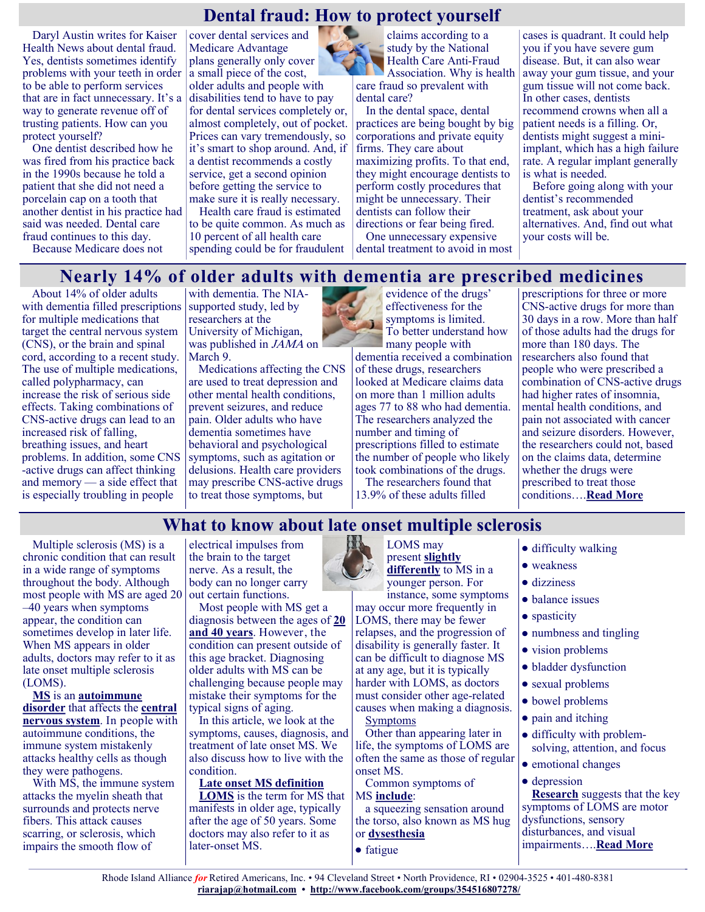## Dental fraud: How to protect yourself

Daryl Austin writes for Kaiser Health News about dental fraud. Yes, dentists sometimes identify problems with your teeth in order to be able to perform services that are in fact unnecessary. It's a way to generate revenue off of trusting patients. How can you protect yourself?

One dentist described how he was fired from his practice back in the 1990s because he told a patient that she did not need a porcelain cap on a tooth that another dentist in his practice had said was needed. Dental care fraud continues to this day.

Because Medicare does not cover dental services and Medicare Advantage plans generally only cover a small piece of the cost, older adults and people with disabilities tend to have to pay for dental services completely or, almost completely, out of pocket. Prices can vary tremendously, so it's smart to shop around. And, if a dentist recommends a costly service, get a second opinion before getting the service to make sure it is really necessary.

Health care fraud is estimated to be quite common. As much as 10 percent of all health care spending could be for fraudulent claims according to a study by the National Health Care Anti-Fraud Association. Why is health care fraud so prevalent with dental care?

In the dental space, dental practices are being bought by big corporations and private equity firms. They care about maximizing profits. To that end, they might encourage dentists to perform costly procedures that might be unnecessary. Their dentists can follow their directions or fear being fired.

One unnecessary expensive dental treatment to avoid in most cases is quadrant. It could help you if you have severe gum disease. But, it can also wear away your gum tissue, and your gum tissue will not come back. In other cases, dentists recommend crowns when all a patient needs is a filling. Or, dentists might suggest a mini-implant, which has a high failure rate. A regular implant generally is what is needed.

Before going along with your dentist's recommended treatment, ask about your alternatives. And, find out what your costs will be.

## Nearly 14% of older adults with dementia are prescribed medicines

About 14% of older adults with dementia filled prescriptions for multiple medications that target the central nervous system (CNS), or the brain and spinal cord, according to a recent study. The use of multiple medications, called polypharmacy, can increase the risk of serious side effects. Taking combinations of CNS-active drugs can lead to an increased risk of falling, breathing issues, and heart problems. In addition, some CNS-active drugs can affect thinking and memory — a side effect that is especially troubling in people with dementia. The NIA-supported study, led by researchers at the University of Michigan, was published in *JAMA* on March 9.

Medications affecting the CNS are used to treat depression and other mental health conditions, prevent seizures, and reduce pain. Older adults who have dementia sometimes have behavioral and psychological symptoms, such as agitation or delusions. Health care providers may prescribe CNS-active drugs to treat those symptoms, but evidence of the drugs' effectiveness for the symptoms is limited.

To better understand how many people with dementia received a combination of these drugs, researchers looked at Medicare claims data on more than 1 million adults ages 77 to 88 who had dementia. The researchers analyzed the number and timing of prescriptions filled to estimate the number of people who likely took combinations of the drugs.

The researchers found that 13.9% of these adults filled prescriptions for three or more CNS-active drugs for more than 30 days in a row. More than half of those adults had the drugs for more than 180 days. The researchers also found that people who were prescribed a combination of CNS-active drugs had higher rates of insomnia, mental health conditions, and pain not associated with cancer and seizure disorders. However, the researchers could not, based on the claims data, determine whether the drugs were prescribed to treat those conditions….**Read More**

## What to know about late onset multiple sclerosis

Multiple sclerosis (MS) is a chronic condition that can result in a wide range of symptoms throughout the body. Although most people with MS are aged 20–40 years when symptoms appear, the condition can sometimes develop in later life. When MS appears in older adults, doctors may refer to it as late onset multiple sclerosis (LOMS).

**MS** is an **autoimmune disorder** that affects the **central nervous system**. In people with autoimmune conditions, the immune system mistakenly attacks healthy cells as though they were pathogens.

With MS, the immune system attacks the myelin sheath that surrounds and protects nerve fibers. This attack causes scarring, or sclerosis, which impairs the smooth flow of electrical impulses from the brain to the target nerve. As a result, the body can no longer carry out certain functions.

Most people with MS get a diagnosis between the ages of **20 and 40 years**. However, the condition can present outside of this age bracket. Diagnosing older adults with MS can be challenging because people may mistake their symptoms for the typical signs of aging.

In this article, we look at the symptoms, causes, diagnosis, and treatment of late onset MS. We also discuss how to live with the condition.

**Late onset MS definition**

**LOMS** is the term for MS that manifests in older age, typically after the age of 50 years. Some doctors may also refer to it as later-onset MS.

LOMS may present **slightly differently** to MS in a younger person. For instance, some symptoms may occur more frequently in LOMS, there may be fewer relapses, and the progression of disability is generally faster. It can be difficult to diagnose MS at any age, but it is typically harder with LOMS, as doctors must consider other age-related causes when making a diagnosis.

Symptoms

Other than appearing later in life, the symptoms of LOMS are often the same as those of regular onset MS.

Common symptoms of MS **include**:

a squeezing sensation around the torso, also known as MS hug or **dysesthesia**

- fatigue
- difficulty walking
- weakness
- dizziness
- balance issues
- spasticity
- numbness and tingling
- vision problems
- bladder dysfunction
- sexual problems
- bowel problems
- pain and itching
- difficulty with problem-solving, attention, and focus
- emotional changes
- depression

**Research** suggests that the key symptoms of LOMS are motor dysfunctions, sensory disturbances, and visual impairments….**Read More**

Rhode Island Alliance *for* Retired Americans, Inc. • 94 Cleveland Street • North Providence, RI • 02904-3525 • 401-480-8381
**riarajap@hotmail.com** • **http://www.facebook.com/groups/354516807278/**